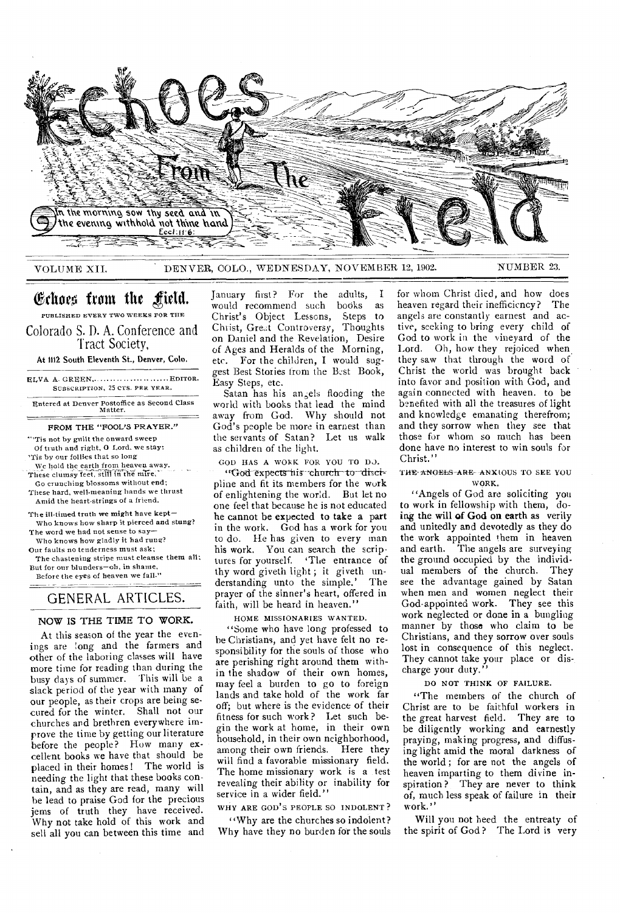# Echoes From The Field

In the morning sow thy seed and in the evening withhold not thine hand. Eccl. 11:6.

VOLUME XII. DENVER, COLO., WEDNESDAY, NOVEMBER 12, 1902. NUMBER 23.

## Echoes from the Field.

PUBLISHED EVERY TWO WEEKS FOR THE

Colorado S. D. A. Conference and Tract Society,

At 1112 South Eleventh St., Denver, Colo.

ELVA A. GREEN, .......................... EDITOR.

SUBSCRIPTION, 25 CTS. PER YEAR.

Entered at Denver Postoffice as Second Class Matter.

### FROM THE "FOOL'S PRAYER."

"'Tis not by guilt the onward sweep
Of truth and right, O Lord, we stay:
'Tis by our follies that so long
We hold the earth from heaven away.
These clumsy feet, still in the mire,
Go crunching blossoms without end;
These hard, well-meaning hands we thrust
Amid the heart-strings of a friend.

The ill-timed truth we might have kept—
Who knows how sharp it pierced and stung?
The word we had not sense to say—
Who knows how gladly it had rung?
Our faults no tenderness must ask;
The chastening stripe must cleanse them all;
But for our blunders—oh, in shame,
Before the eyes of heaven we fall."

## GENERAL ARTICLES.

### NOW IS THE TIME TO WORK.

At this season of the year the evenings are long and the farmers and other of the laboring classes will have more time for reading than during the busy days of summer. This will be a slack period of the year with many of our people, as their crops are being secured for the winter. Shall not our churches and brethren everywhere improve the time by getting our literature before the people? How many excellent books we have that should be placed in their homes! The world is needing the light that these books contain, and as they are read, many will be lead to praise God for the precious jems of truth they have received. Why not take hold of this work and sell all you can between this time and January first? For the adults, I would recommend such books as Christ's Object Lessons, Steps to Christ, Great Controversy, Thoughts on Daniel and the Revelation, Desire of Ages and Heralds of the Morning, etc. For the children, I would suggest Best Stories from the Best Book, Easy Steps, etc.

Satan has his angels flooding the world with books that lead the mind away from God. Why should not God's people be more in earnest than the servants of Satan? Let us walk as children of the light.

GOD HAS A WORK FOR YOU TO DO.

"God expects his church to discipline and fit its members for the work of enlightening the world. But let no one feel that because he is not educated he cannot be expected to take a part in the work. God has a work for you to do. He has given to every man his work. You can search the scriptures for yourself. 'The entrance of thy word giveth light; it giveth understanding unto the simple.' The prayer of the sinner's heart, offered in faith, will be heard in heaven."

HOME MISSIONARIES WANTED.

"Some who have long professed to be Christians, and yet have felt no responsibility for the souls of those who are perishing right around them within the shadow of their own homes, may feel a burden to go to foreign lands and take hold of the work far off; but where is the evidence of their fitness for such work? Let such begin the work at home, in their own household, in their own neighborhood, among their own friends. Here they will find a favorable missionary field. The home missionary work is a test revealing their ability or inability for service in a wider field."

WHY ARE GOD'S PEOPLE SO INDOLENT?

"Why are the churches so indolent? Why have they no burden for the souls for whom Christ died, and how does heaven regard their inefficiency? The angels are constantly earnest and active, seeking to bring every child of God to work in the vineyard of the Lord. Oh, how they rejoiced when they saw that through the word of Christ the world was brought back into favor and position with God, and again connected with heaven, to be benefited with all the treasures of light and knowledge emanating therefrom; and they sorrow when they see that those for whom so much has been done have no interest to win souls for Christ."

THE ANGELS ARE ANXIOUS TO SEE YOU WORK.

"Angels of God are soliciting you to work in fellowship with them, doing the will of God on earth as verily and unitedly and devotedly as they do the work appointed them in heaven and earth. The angels are surveying the ground occupied by the individual members of the church. They see the advantage gained by Satan when men and women neglect their God-appointed work. They see this work neglected or done in a bungling manner by those who claim to be Christians, and they sorrow over souls lost in consequence of this neglect. They cannot take your place or discharge your duty."

DO NOT THINK OF FAILURE.

"The members of the church of Christ are to be faithful workers in the great harvest field. They are to be diligently working and earnestly praying, making progress, and diffusing light amid the moral darkness of the world; for are not the angels of heaven imparting to them divine inspiration? They are never to think of, much less speak of failure in their work."

Will you not heed the entreaty of the spirit of God? The Lord is very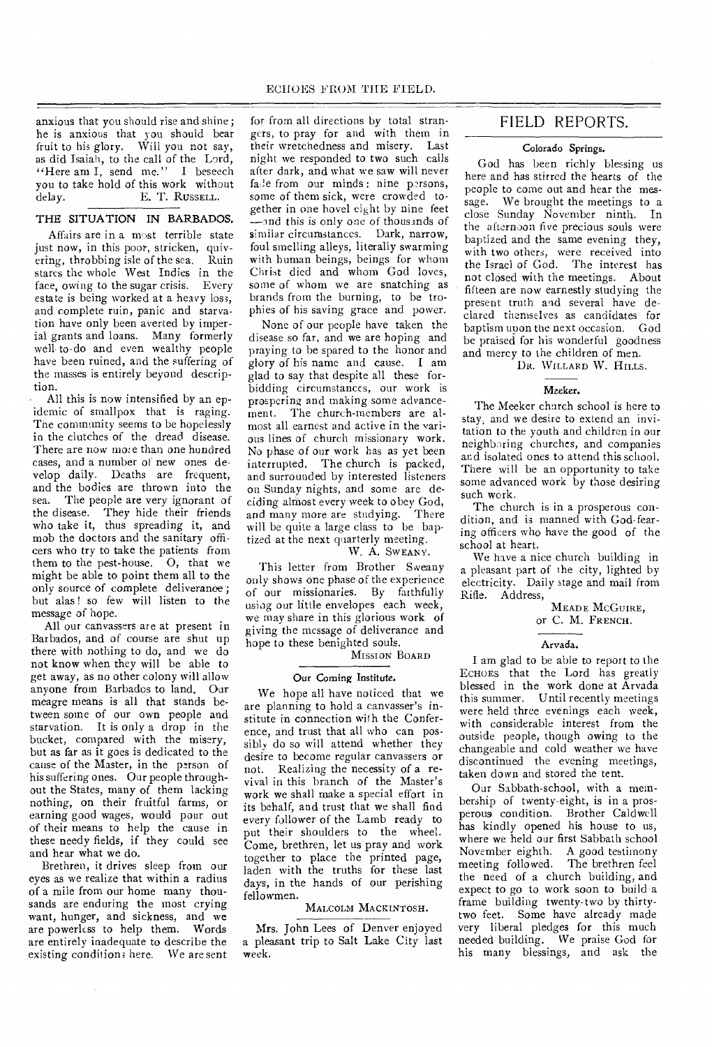anxious that you should rise and shine; he is anxious that you should bear fruit to his glory. Will you not say, as did Isaiah, to the call of the Lord, "Here am I, send me." I beseech you to take hold of this work without delay.

E. T. RUSSELL.

## THE SITUATION IN BARBADOS.

Affairs are in a most terrible state just now, in this poor, stricken, quivering, throbbing isle of the sea. Ruin stares the whole West Indies in the face, owing to the sugar crisis. Every estate is being worked at a heavy loss, and complete ruin, panic and starvation have only been averted by imperial grants and loans. Many formerly well-to-do and even wealthy people have been ruined, and the suffering of the masses is entirely beyond description.

All this is now intensified by an epidemic of smallpox that is raging. The community seems to be hopelessly in the clutches of the dread disease. There are now more than one hundred cases, and a number of new ones develop daily. Deaths are frequent, and the bodies are thrown into the sea. The people are very ignorant of the disease. They hide their friends who take it, thus spreading it, and mob the doctors and the sanitary officers who try to take the patients from them to the pest-house. O, that we might be able to point them all to the only source of complete deliverance; but alas! so few will listen to the message of hope.

All our canvassers are at present in Barbados, and of course are shut up there with nothing to do, and we do not know when they will be able to get away, as no other colony will allow anyone from Barbados to land. Our meagre means is all that stands between some of our own people and starvation. It is only a drop in the bucket, compared with the misery, but as far as it goes is dedicated to the cause of the Master, in the person of his suffering ones. Our people throughout the States, many of them lacking nothing, on their fruitful farms, or earning good wages, would pour out of their means to help the cause in these needy fields, if they could see and hear what we do.

Brethren, it drives sleep from our eyes as we realize that within a radius of a mile from our home many thousands are enduring the most crying want, hunger, and sickness, and we are powerless to help them. Words are entirely inadequate to describe the existing conditions here. We are sent for from all directions by total strangers, to pray for and with them in their wretchedness and misery. Last night we responded to two such calls after dark, and what we saw will never fade from our minds: nine persons, some of them sick, were crowded together in one hovel eight by nine feet —and this is only one of thousands of similar circumstances. Dark, narrow, foul smelling alleys, literally swarming with human beings, beings for whom Christ died and whom God loves, some of whom we are snatching as brands from the burning, to be trophies of his saving grace and power.

None of our people have taken the disease so far, and we are hoping and praying to be spared to the honor and glory of his name and cause. I am glad to say that despite all these forbidding circumstances, our work is prospering and making some advancement. The church-members are almost all earnest and active in the various lines of church missionary work. No phase of our work has as yet been interrupted. The church is packed, and surrounded by interested listeners on Sunday nights, and some are deciding almost every week to obey God, and many more are studying. There will be quite a large class to be baptized at the next quarterly meeting.

W. A. SWEANY.

This letter from Brother Sweany only shows one phase of the experience of our missionaries. By faithfully using our little envelopes each week, we may share in this glorious work of giving the message of deliverance and hope to these benighted souls.

MISSION BOARD

### Our Coming Institute.

We hope all have noticed that we are planning to hold a canvasser's institute in connection with the Conference, and trust that all who can possibly do so will attend whether they desire to become regular canvassers or not. Realizing the necessity of a revival in this branch of the Master's work we shall make a special effort in its behalf, and trust that we shall find every follower of the Lamb ready to put their shoulders to the wheel. Come, brethren, let us pray and work together to place the printed page, laden with the truths for these last days, in the hands of our perishing fellowmen.

MALCOLM MACKINTOSH.

Mrs. John Lees of Denver enjoyed a pleasant trip to Salt Lake City last week.

## FIELD REPORTS.

### Colorado Springs.

God has been richly blessing us here and has stirred the hearts of the people to come out and hear the message. We brought the meetings to a close Sunday November ninth. In the afternoon five precious souls were baptized and the same evening they, with two others, were received into the Israel of God. The interest has not closed with the meetings. About fifteen are now earnestly studying the present truth and several have declared themselves as candidates for baptism upon the next occasion. God be praised for his wonderful goodness and mercy to the children of men.

DR. WILLARD W. HILLS.

### Meeker.

The Meeker church school is here to stay, and we desire to extend an invitation to the youth and children in our neighboring churches, and companies and isolated ones to attend this school. There will be an opportunity to take some advanced work by those desiring such work.

The church is in a prosperous condition, and is manned with God-fearing officers who have the good of the school at heart.

We have a nice church building in a pleasant part of the city, lighted by electricity. Daily stage and mail from Rifle. Address,

MEADE MCGUIRE,
or C. M. FRENCH.

### Arvada.

I am glad to be able to report to the ECHOES that the Lord has greatly blessed in the work done at Arvada this summer. Until recently meetings were held three evenings each week, with considerable interest from the outside people, though owing to the changeable and cold weather we have discontinued the evening meetings, taken down and stored the tent.

Our Sabbath-school, with a membership of twenty-eight, is in a prosperous condition. Brother Caldwell has kindly opened his house to us, where we held our first Sabbath school November eighth. A good testimony meeting followed. The brethren feel the need of a church building, and expect to go to work soon to build a frame building twenty-two by thirty-two feet. Some have already made very liberal pledges for this much needed building. We praise God for his many blessings, and ask the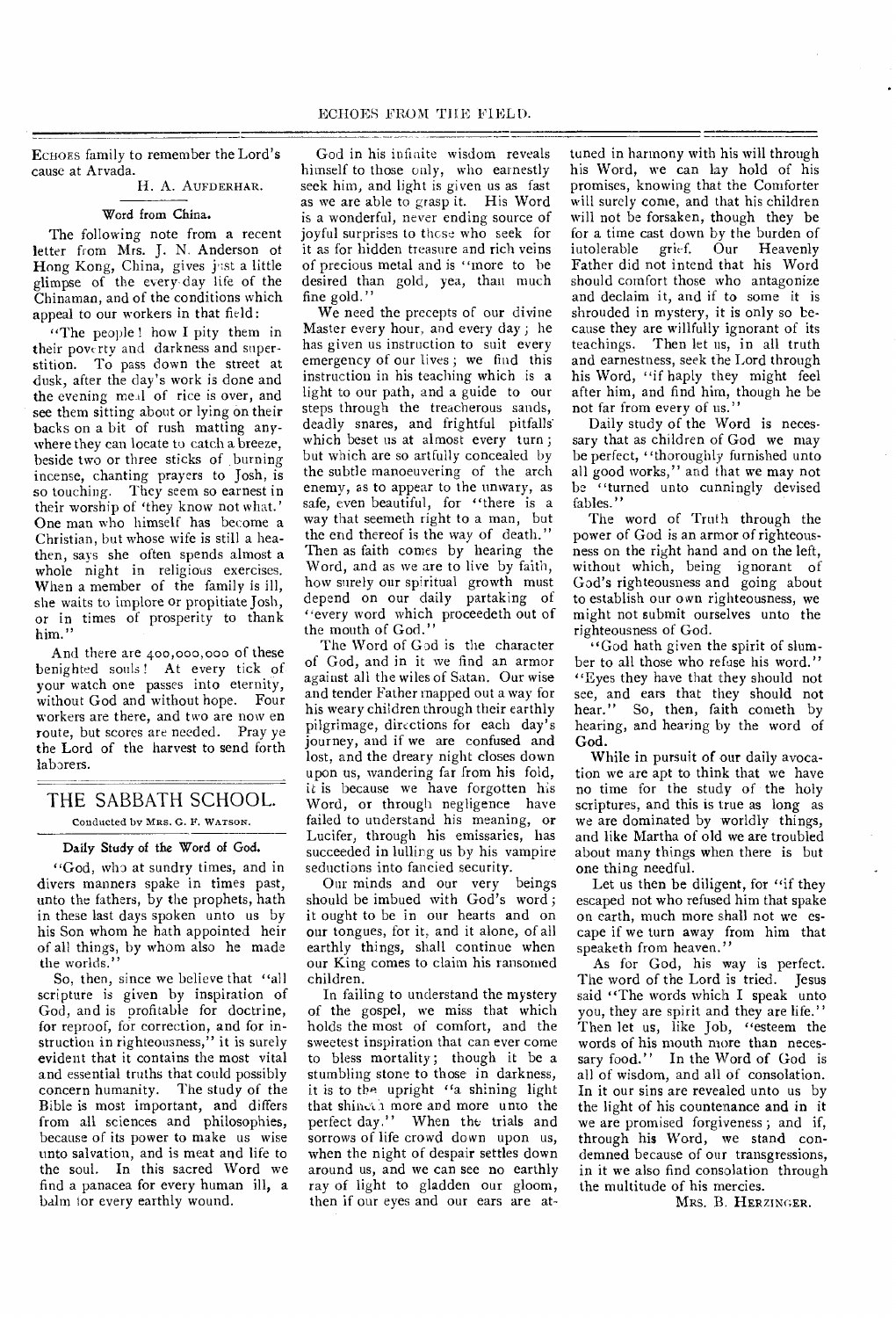ECHOES family to remember the Lord's cause at Arvada.

H. A. AUFDERHAR.

### Word from China.

The following note from a recent letter from Mrs. J. N. Anderson of Hong Kong, China, gives just a little glimpse of the every-day life of the Chinaman, and of the conditions which appeal to our workers in that field:

"The people! how I pity them in their poverty and darkness and superstition. To pass down the street at dusk, after the day's work is done and the evening meal of rice is over, and see them sitting about or lying on their backs on a bit of rush matting anywhere they can locate to catch a breeze, beside two or three sticks of burning incense, chanting prayers to Josh, is so touching. They seem so earnest in their worship of 'they know not what.' One man who himself has become a Christian, but whose wife is still a heathen, says she often spends almost a whole night in religious exercises. When a member of the family is ill, she waits to implore or propitiate Josh, or in times of prosperity to thank him."

And there are 400,000,000 of these benighted souls! At every tick of your watch one passes into eternity, without God and without hope. Four workers are there, and two are now en route, but scores are needed. Pray ye the Lord of the harvest to send forth laborers.

## THE SABBATH SCHOOL.

Conducted by MRS. G. F. WATSON.

### Daily Study of the Word of God.

"God, who at sundry times, and in divers manners spake in times past, unto the fathers, by the prophets, hath in these last days spoken unto us by his Son whom he hath appointed heir of all things, by whom also he made the worlds."

So, then, since we believe that "all scripture is given by inspiration of God, and is profitable for doctrine, for reproof, for correction, and for instruction in righteousness," it is surely evident that it contains the most vital and essential truths that could possibly concern humanity. The study of the Bible is most important, and differs from all sciences and philosophies, because of its power to make us wise unto salvation, and is meat and life to the soul. In this sacred Word we find a panacea for every human ill, a balm for every earthly wound.

God in his infinite wisdom reveals himself to those only, who earnestly seek him, and light is given us as fast as we are able to grasp it. His Word is a wonderful, never ending source of joyful surprises to those who seek for it as for hidden treasure and rich veins of precious metal and is "more to be desired than gold, yea, than much fine gold."

We need the precepts of our divine Master every hour, and every day; he has given us instruction to suit every emergency of our lives; we find this instruction in his teaching which is a light to our path, and a guide to our steps through the treacherous sands, deadly snares, and frightful pitfalls which beset us at almost every turn; but which are so artfully concealed by the subtle manoeuvering of the arch enemy, as to appear to the unwary, as safe, even beautiful, for "there is a way that seemeth right to a man, but the end thereof is the way of death." Then as faith comes by hearing the Word, and as we are to live by faith, how surely our spiritual growth must depend on our daily partaking of "every word which proceedeth out of the mouth of God."

The Word of God is the character of God, and in it we find an armor against all the wiles of Satan. Our wise and tender Father mapped out a way for his weary children through their earthly pilgrimage, directions for each day's journey, and if we are confused and lost, and the dreary night closes down upon us, wandering far from his fold, it is because we have forgotten his Word, or through negligence have failed to understand his meaning, or Lucifer, through his emissaries, has succeeded in lulling us by his vampire seductions into fancied security.

Our minds and our very beings should be imbued with God's word; it ought to be in our hearts and on our tongues, for it, and it alone, of all earthly things, shall continue when our King comes to claim his ransomed children.

In failing to understand the mystery of the gospel, we miss that which holds the most of comfort, and the sweetest inspiration that can ever come to bless mortality; though it be a stumbling stone to those in darkness, it is to the upright "a shining light that shineth more and more unto the perfect day." When the trials and sorrows of life crowd down upon us, when the night of despair settles down around us, and we can see no earthly ray of light to gladden our gloom, then if our eyes and our ears are attuned in harmony with his will through his Word, we can lay hold of his promises, knowing that the Comforter will surely come, and that his children will not be forsaken, though they be for a time cast down by the burden of intolerable grief. Our Heavenly Father did not intend that his Word should comfort those who antagonize and declaim it, and if to some it is shrouded in mystery, it is only so because they are willfully ignorant of its teachings. Then let us, in all truth and earnestness, seek the Lord through his Word, "if haply they might feel after him, and find him, though he be not far from every of us."

Daily study of the Word is necessary that as children of God we may be perfect, "thoroughly furnished unto all good works," and that we may not be "turned unto cunningly devised fables."

The word of Truth through the power of God is an armor of righteousness on the right hand and on the left, without which, being ignorant of God's righteousness and going about to establish our own righteousness, we might not submit ourselves unto the righteousness of God.

"God hath given the spirit of slumber to all those who refuse his word." "Eyes they have that they should not see, and ears that they should not hear." So, then, faith cometh by hearing, and hearing by the word of God.

While in pursuit of our daily avocation we are apt to think that we have no time for the study of the holy scriptures, and this is true as long as we are dominated by worldly things, and like Martha of old we are troubled about many things when there is but one thing needful.

Let us then be diligent, for "if they escaped not who refused him that spake on earth, much more shall not we escape if we turn away from him that speaketh from heaven."

As for God, his way is perfect. The word of the Lord is tried. Jesus said "The words which I speak unto you, they are spirit and they are life." Then let us, like Job, "esteem the words of his mouth more than necessary food." In the Word of God is all of wisdom, and all of consolation. In it our sins are revealed unto us by the light of his countenance and in it we are promised forgiveness; and if, through his Word, we stand condemned because of our transgressions, in it we also find consolation through the multitude of his mercies.

MRS. B. HERZINGER.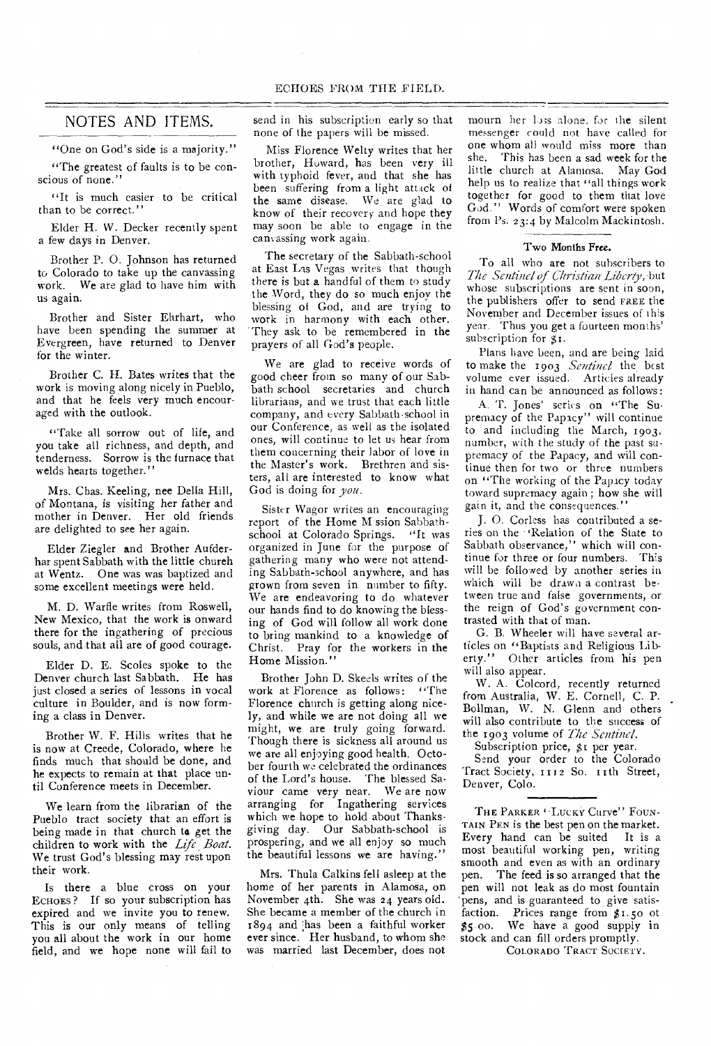## NOTES AND ITEMS.

"One on God's side is a majority."

"The greatest of faults is to be conscious of none."

"It is much easier to be critical than to be correct."

Elder H. W. Decker recently spent a few days in Denver.

Brother P. O. Johnson has returned to Colorado to take up the canvassing work. We are glad to have him with us again.

Brother and Sister Ehrhart, who have been spending the summer at Evergreen, have returned to Denver for the winter.

Brother C. H. Bates writes that the work is moving along nicely in Pueblo, and that he feels very much encouraged with the outlook.

"Take all sorrow out of life, and you take all richness, and depth, and tenderness. Sorrow is the furnace that welds hearts together."

Mrs. Chas. Keeling, nee Della Hill, of Montana, is visiting her father and mother in Denver. Her old friends are delighted to see her again.

Elder Ziegler and Brother Aufderhar spent Sabbath with the little church at Wentz. One was was baptized and some excellent meetings were held.

M. D. Warfle writes from Roswell, New Mexico, that the work is onward there for the ingathering of precious souls, and that all are of good courage.

Elder D. E. Scoles spoke to the Denver church last Sabbath. He has just closed a series of lessons in vocal culture in Boulder, and is now forming a class in Denver.

Brother W. F. Hills writes that he is now at Creede, Colorado, where he finds much that should be done, and he expects to remain at that place until Conference meets in December.

We learn from the librarian of the Pueblo tract society that an effort is being made in that church to get the children to work with the *Life Boat.* We trust God's blessing may rest upon their work.

Is there a blue cross on your ECHOES? If so your subscription has expired and we invite you to renew. This is our only means of telling you all about the work in our home field, and we hope none will fail to send in his subscription early so that none of the papers will be missed.

Miss Florence Welty writes that her brother, Howard, has been very ill with typhoid fever, and that she has been suffering from a light attack of the same disease. We are glad to know of their recovery and hope they may soon be able to engage in the canvassing work again.

The secretary of the Sabbath-school at East Las Vegas writes that though there is but a handful of them to study the Word, they do so much enjoy the blessing of God, and are trying to work in harmony with each other. They ask to be remembered in the prayers of all God's people.

We are glad to receive words of good cheer from so many of our Sabbath school secretaries and church librarians, and we trust that each little company, and every Sabbath-school in our Conference, as well as the isolated ones, will continue to let us hear from them concerning their labor of love in the Master's work. Brethren and sisters, all are interested to know what God is doing for *you.*

Sister Wagor writes an encouraging report of the Home Mission Sabbath-school at Colorado Springs. "It was organized in June for the purpose of gathering many who were not attending Sabbath-school anywhere, and has grown from seven in number to fifty. We are endeavoring to do whatever our hands find to do knowing the blessing of God will follow all work done to bring mankind to a knowledge of Christ. Pray for the workers in the Home Mission."

Brother John D. Skeels writes of the work at Florence as follows: "The Florence church is getting along nicely, and while we are not doing all we might, we are truly going forward. Though there is sickness all around us we are all enjoying good health. October fourth we celebrated the ordinances of the Lord's house. The blessed Saviour came very near. We are now arranging for Ingathering services which we hope to hold about Thanksgiving day. Our Sabbath-school is prospering, and we all enjoy so much the beautiful lessons we are having."

Mrs. Thula Calkins fell asleep at the home of her parents in Alamosa, on November 4th. She was 24 years old. She became a member of the church in 1894 and has been a faithful worker ever since. Her husband, to whom she was married last December, does not mourn her loss alone, for the silent messenger could not have called for one whom all would miss more than she. This has been a sad week for the little church at Alamosa. May God help us to realize that "all things work together for good to them that love God." Words of comfort were spoken from Ps. 23:4 by Malcolm Mackintosh.

### Two Months Free.

To all who are not subscribers to *The Sentinel of Christian Liberty,* but whose subscriptions are sent in soon, the publishers offer to send FREE the November and December issues of this year. Thus you get a fourteen months' subscription for $1.

Plans have been, and are being laid to make the 1903 *Sentinel* the best volume ever issued. Articles already in hand can be announced as follows:

A. T. Jones' series on "The Supremacy of the Papacy" will continue to and including the March, 1903, number, with the study of the past supremacy of the Papacy, and will continue then for two or three numbers on "The working of the Papacy today toward supremacy again; how she will gain it, and the consequences."

J. O. Corless has contributed a series on the "Relation of the State to Sabbath observance," which will continue for three or four numbers. This will be followed by another series in which will be drawn a contrast between true and false governments, or the reign of God's government contrasted with that of man.

G. B. Wheeler will have several articles on "Baptists and Religious Liberty." Other articles from his pen will also appear.

W. A. Colcord, recently returned from Australia, W. E. Cornell, C. P. Bollman, W. N. Glenn and others will also contribute to the success of the 1903 volume of *The Sentinel.*

Subscription price, $1 per year.

Send your order to the Colorado Tract Society, 1112 So. 11th Street, Denver, Colo.

---

THE PARKER "LUCKY Curve" FOUNTAIN PEN is the best pen on the market. Every hand can be suited It is a most beautiful working pen, writing smooth and even as with an ordinary pen. The feed is so arranged that the pen will not leak as do most fountain pens, and is guaranteed to give satisfaction. Prices range from $1.50 ot $5.00. We have a good supply in stock and can fill orders promptly.

COLORADO TRACT SOCIETY.